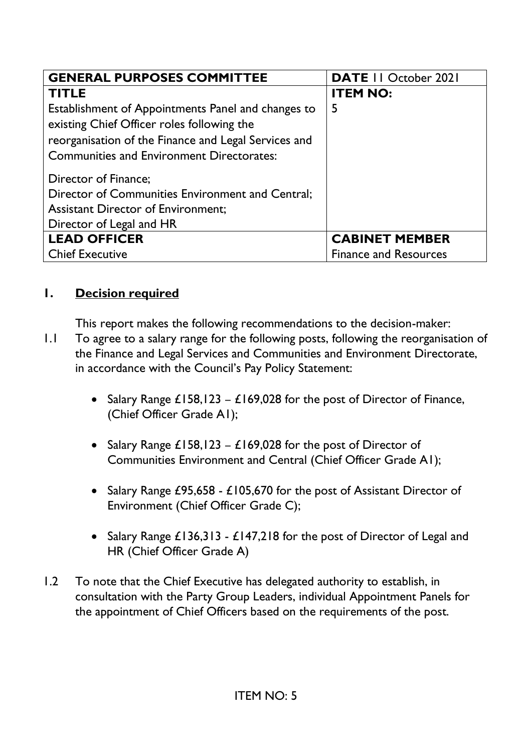| GENERAL PURPOSES COMMITTEE | DATE 11 October 2021 |
| --- | --- |
| **TITLE**<br>Establishment of Appointments Panel and changes to existing Chief Officer roles following the reorganisation of the Finance and Legal Services and Communities and Environment Directorates:<br><br>Director of Finance;<br>Director of Communities Environment and Central;<br>Assistant Director of Environment;<br>Director of Legal and HR | **ITEM NO:**<br>5 |
| **LEAD OFFICER**<br>Chief Executive | **CABINET MEMBER**<br>Finance and Resources |

## 1. Decision required

This report makes the following recommendations to the decision-maker:

1.1 To agree to a salary range for the following posts, following the reorganisation of the Finance and Legal Services and Communities and Environment Directorate, in accordance with the Council's Pay Policy Statement:

- Salary Range £158,123 – £169,028 for the post of Director of Finance, (Chief Officer Grade A1);
- Salary Range £158,123 – £169,028 for the post of Director of Communities Environment and Central (Chief Officer Grade A1);
- Salary Range £95,658 - £105,670 for the post of Assistant Director of Environment (Chief Officer Grade C);
- Salary Range £136,313 - £147,218 for the post of Director of Legal and HR (Chief Officer Grade A)

1.2 To note that the Chief Executive has delegated authority to establish, in consultation with the Party Group Leaders, individual Appointment Panels for the appointment of Chief Officers based on the requirements of the post.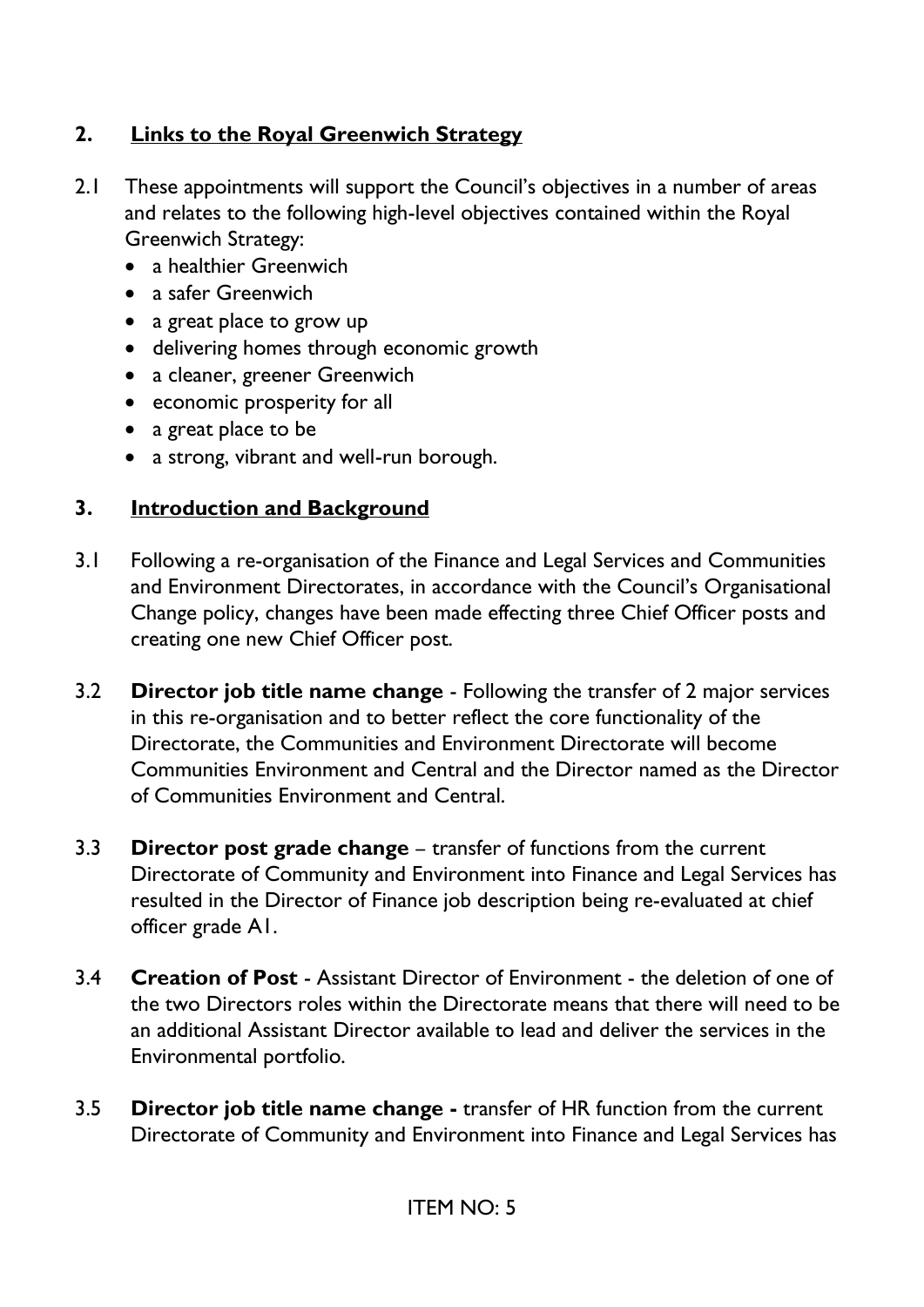## 2. Links to the Royal Greenwich Strategy

2.1 These appointments will support the Council's objectives in a number of areas and relates to the following high-level objectives contained within the Royal Greenwich Strategy:

- a healthier Greenwich
- a safer Greenwich
- a great place to grow up
- delivering homes through economic growth
- a cleaner, greener Greenwich
- economic prosperity for all
- a great place to be
- a strong, vibrant and well-run borough.

## 3. Introduction and Background

3.1 Following a re-organisation of the Finance and Legal Services and Communities and Environment Directorates, in accordance with the Council's Organisational Change policy, changes have been made effecting three Chief Officer posts and creating one new Chief Officer post.

3.2 **Director job title name change** - Following the transfer of 2 major services in this re-organisation and to better reflect the core functionality of the Directorate, the Communities and Environment Directorate will become Communities Environment and Central and the Director named as the Director of Communities Environment and Central.

3.3 **Director post grade change** – transfer of functions from the current Directorate of Community and Environment into Finance and Legal Services has resulted in the Director of Finance job description being re-evaluated at chief officer grade A1.

3.4 **Creation of Post** - Assistant Director of Environment - the deletion of one of the two Directors roles within the Directorate means that there will need to be an additional Assistant Director available to lead and deliver the services in the Environmental portfolio.

3.5 **Director job title name change -** transfer of HR function from the current Directorate of Community and Environment into Finance and Legal Services has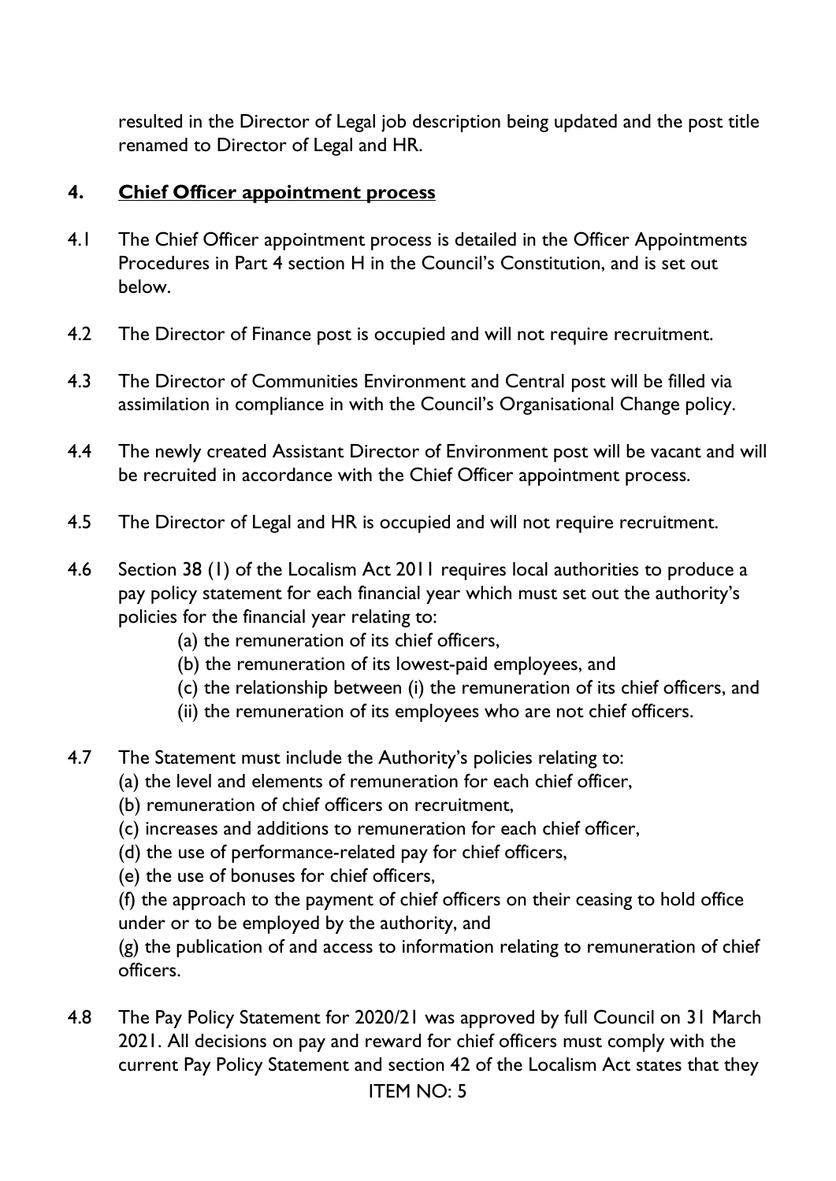resulted in the Director of Legal job description being updated and the post title renamed to Director of Legal and HR.

## 4. Chief Officer appointment process

4.1 The Chief Officer appointment process is detailed in the Officer Appointments Procedures in Part 4 section H in the Council's Constitution, and is set out below.

4.2 The Director of Finance post is occupied and will not require recruitment.

4.3 The Director of Communities Environment and Central post will be filled via assimilation in compliance in with the Council's Organisational Change policy.

4.4 The newly created Assistant Director of Environment post will be vacant and will be recruited in accordance with the Chief Officer appointment process.

4.5 The Director of Legal and HR is occupied and will not require recruitment.

4.6 Section 38 (1) of the Localism Act 2011 requires local authorities to produce a pay policy statement for each financial year which must set out the authority's policies for the financial year relating to:

(a) the remuneration of its chief officers,
(b) the remuneration of its lowest-paid employees, and
(c) the relationship between (i) the remuneration of its chief officers, and
(ii) the remuneration of its employees who are not chief officers.

4.7 The Statement must include the Authority's policies relating to:

(a) the level and elements of remuneration for each chief officer,
(b) remuneration of chief officers on recruitment,
(c) increases and additions to remuneration for each chief officer,
(d) the use of performance-related pay for chief officers,
(e) the use of bonuses for chief officers,
(f) the approach to the payment of chief officers on their ceasing to hold office under or to be employed by the authority, and
(g) the publication of and access to information relating to remuneration of chief officers.

4.8 The Pay Policy Statement for 2020/21 was approved by full Council on 31 March 2021. All decisions on pay and reward for chief officers must comply with the current Pay Policy Statement and section 42 of the Localism Act states that they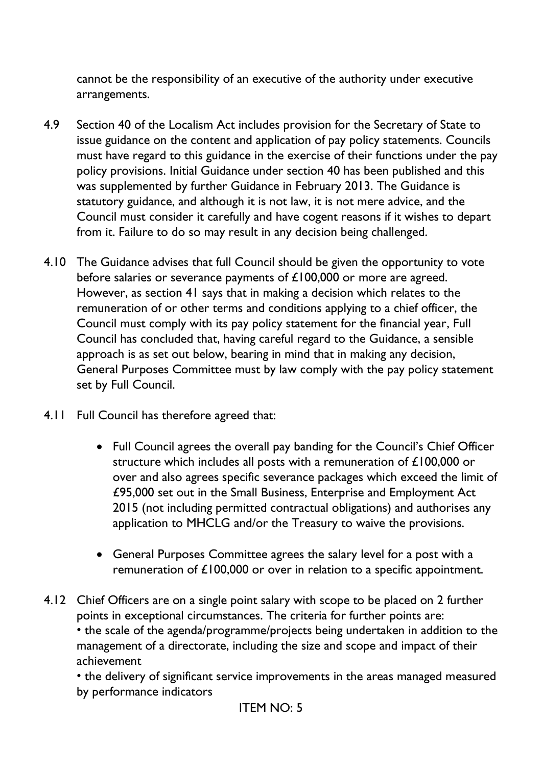cannot be the responsibility of an executive of the authority under executive arrangements.

4.9 Section 40 of the Localism Act includes provision for the Secretary of State to issue guidance on the content and application of pay policy statements. Councils must have regard to this guidance in the exercise of their functions under the pay policy provisions. Initial Guidance under section 40 has been published and this was supplemented by further Guidance in February 2013. The Guidance is statutory guidance, and although it is not law, it is not mere advice, and the Council must consider it carefully and have cogent reasons if it wishes to depart from it. Failure to do so may result in any decision being challenged.

4.10 The Guidance advises that full Council should be given the opportunity to vote before salaries or severance payments of £100,000 or more are agreed. However, as section 41 says that in making a decision which relates to the remuneration of or other terms and conditions applying to a chief officer, the Council must comply with its pay policy statement for the financial year, Full Council has concluded that, having careful regard to the Guidance, a sensible approach is as set out below, bearing in mind that in making any decision, General Purposes Committee must by law comply with the pay policy statement set by Full Council.

4.11 Full Council has therefore agreed that:

- Full Council agrees the overall pay banding for the Council's Chief Officer structure which includes all posts with a remuneration of £100,000 or over and also agrees specific severance packages which exceed the limit of £95,000 set out in the Small Business, Enterprise and Employment Act 2015 (not including permitted contractual obligations) and authorises any application to MHCLG and/or the Treasury to waive the provisions.

- General Purposes Committee agrees the salary level for a post with a remuneration of £100,000 or over in relation to a specific appointment.

4.12 Chief Officers are on a single point salary with scope to be placed on 2 further points in exceptional circumstances. The criteria for further points are:
• the scale of the agenda/programme/projects being undertaken in addition to the management of a directorate, including the size and scope and impact of their achievement
• the delivery of significant service improvements in the areas managed measured by performance indicators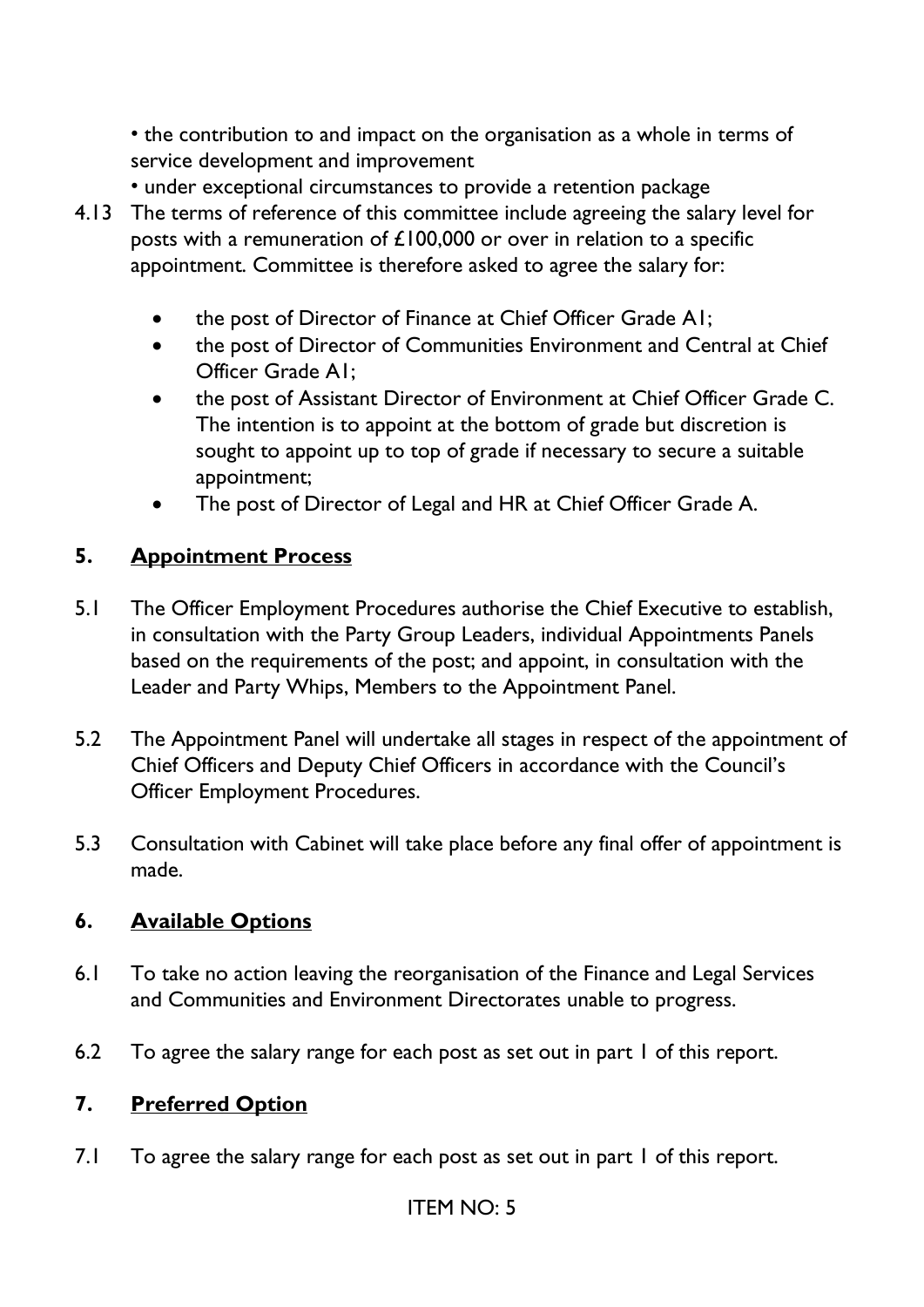• the contribution to and impact on the organisation as a whole in terms of service development and improvement

• under exceptional circumstances to provide a retention package

4.13 The terms of reference of this committee include agreeing the salary level for posts with a remuneration of £100,000 or over in relation to a specific appointment. Committee is therefore asked to agree the salary for:

- the post of Director of Finance at Chief Officer Grade A1;
- the post of Director of Communities Environment and Central at Chief Officer Grade A1;
- the post of Assistant Director of Environment at Chief Officer Grade C. The intention is to appoint at the bottom of grade but discretion is sought to appoint up to top of grade if necessary to secure a suitable appointment;
- The post of Director of Legal and HR at Chief Officer Grade A.

## 5. Appointment Process

5.1 The Officer Employment Procedures authorise the Chief Executive to establish, in consultation with the Party Group Leaders, individual Appointments Panels based on the requirements of the post; and appoint, in consultation with the Leader and Party Whips, Members to the Appointment Panel.

5.2 The Appointment Panel will undertake all stages in respect of the appointment of Chief Officers and Deputy Chief Officers in accordance with the Council's Officer Employment Procedures.

5.3 Consultation with Cabinet will take place before any final offer of appointment is made.

## 6. Available Options

6.1 To take no action leaving the reorganisation of the Finance and Legal Services and Communities and Environment Directorates unable to progress.

6.2 To agree the salary range for each post as set out in part 1 of this report.

## 7. Preferred Option

7.1 To agree the salary range for each post as set out in part 1 of this report.

ITEM NO: 5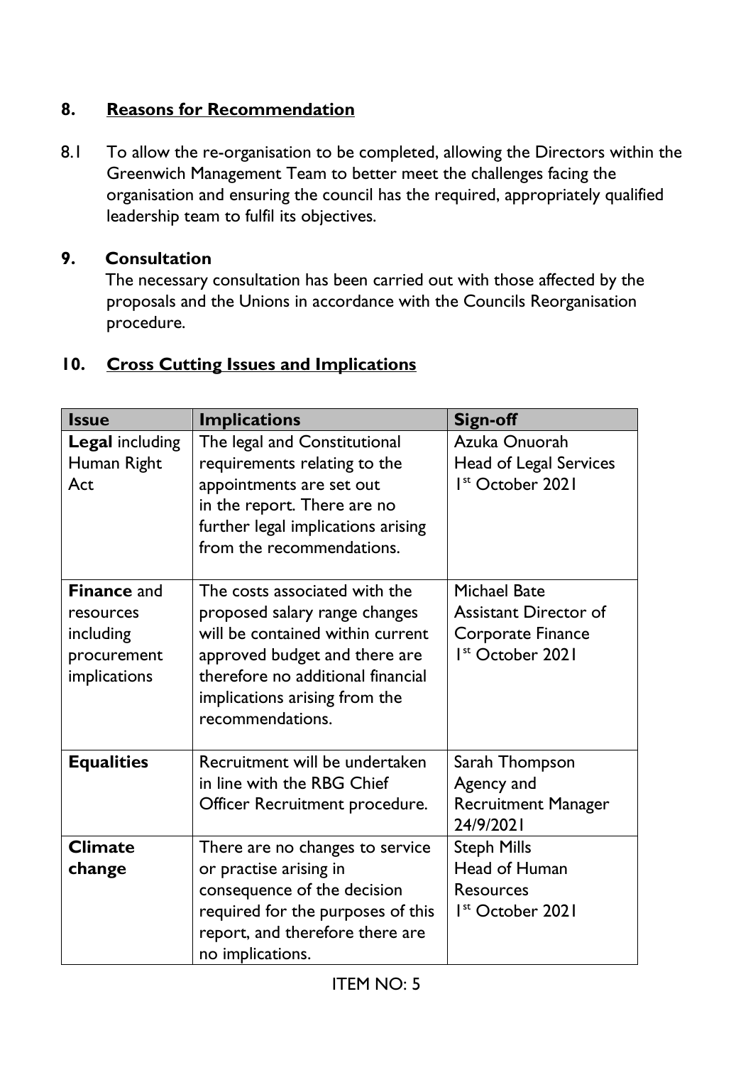## 8. Reasons for Recommendation

8.1 To allow the re-organisation to be completed, allowing the Directors within the Greenwich Management Team to better meet the challenges facing the organisation and ensuring the council has the required, appropriately qualified leadership team to fulfil its objectives.

## 9. Consultation

The necessary consultation has been carried out with those affected by the proposals and the Unions in accordance with the Councils Reorganisation procedure.

## 10. Cross Cutting Issues and Implications

| Issue | Implications | Sign-off |
|---|---|---|
| **Legal** including Human Right Act | The legal and Constitutional requirements relating to the appointments are set out in the report. There are no further legal implications arising from the recommendations. | Azuka Onuorah Head of Legal Services 1st October 2021 |
| **Finance** and resources including procurement implications | The costs associated with the proposed salary range changes will be contained within current approved budget and there are therefore no additional financial implications arising from the recommendations. | Michael Bate Assistant Director of Corporate Finance 1st October 2021 |
| **Equalities** | Recruitment will be undertaken in line with the RBG Chief Officer Recruitment procedure. | Sarah Thompson Agency and Recruitment Manager 24/9/2021 |
| **Climate change** | There are no changes to service or practise arising in consequence of the decision required for the purposes of this report, and therefore there are no implications. | Steph Mills Head of Human Resources 1st October 2021 |

ITEM NO: 5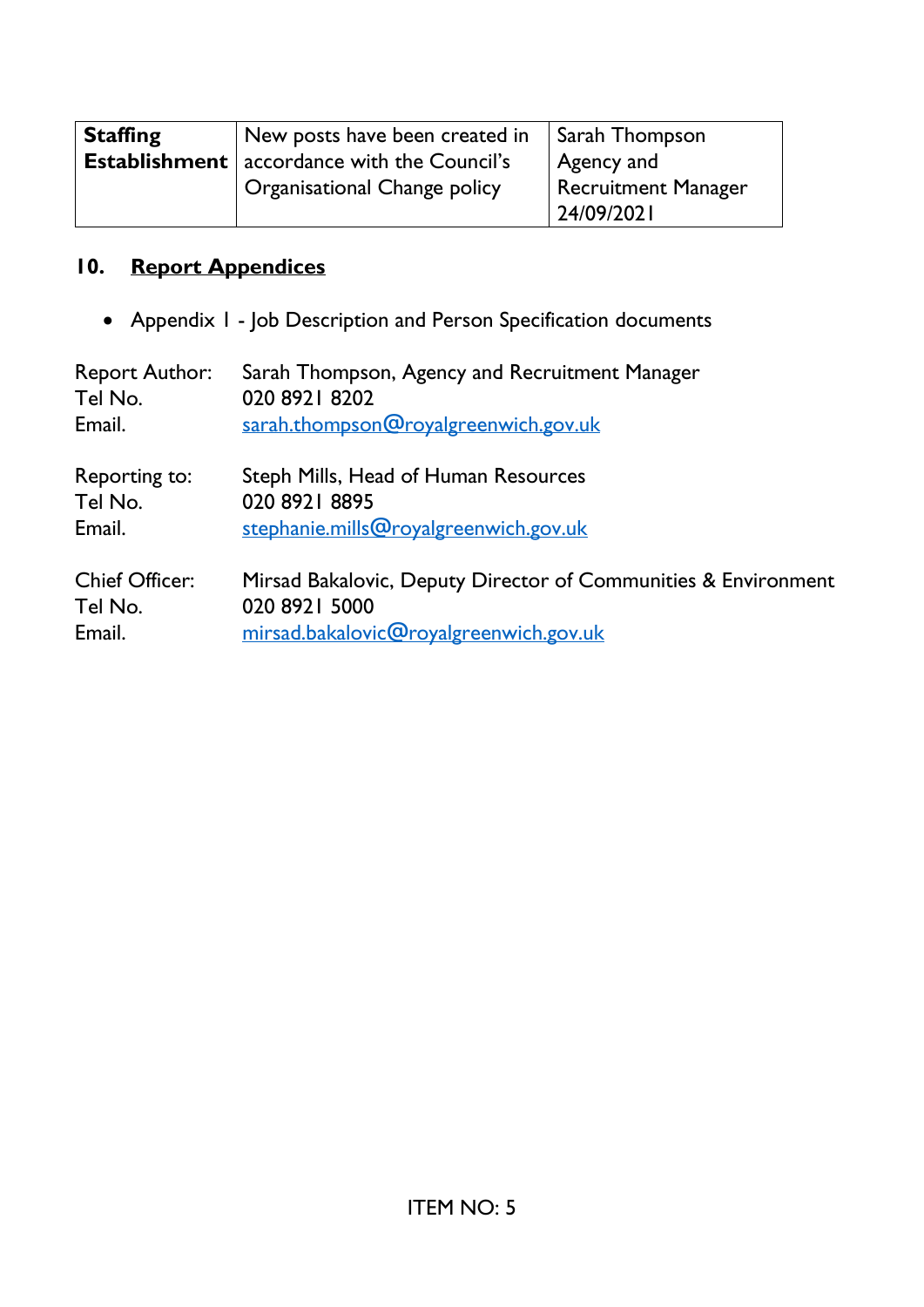| | | |
|---|---|---|
| **Staffing Establishment** | New posts have been created in accordance with the Council's Organisational Change policy | Sarah Thompson Agency and Recruitment Manager 24/09/2021 |

## 10. Report Appendices

- Appendix 1 - Job Description and Person Specification documents

Report Author: Sarah Thompson, Agency and Recruitment Manager
Tel No. 020 8921 8202
Email. sarah.thompson@royalgreenwich.gov.uk

Reporting to: Steph Mills, Head of Human Resources
Tel No. 020 8921 8895
Email. stephanie.mills@royalgreenwich.gov.uk

Chief Officer: Mirsad Bakalovic, Deputy Director of Communities & Environment
Tel No. 020 8921 5000
Email. mirsad.bakalovic@royalgreenwich.gov.uk

ITEM NO: 5